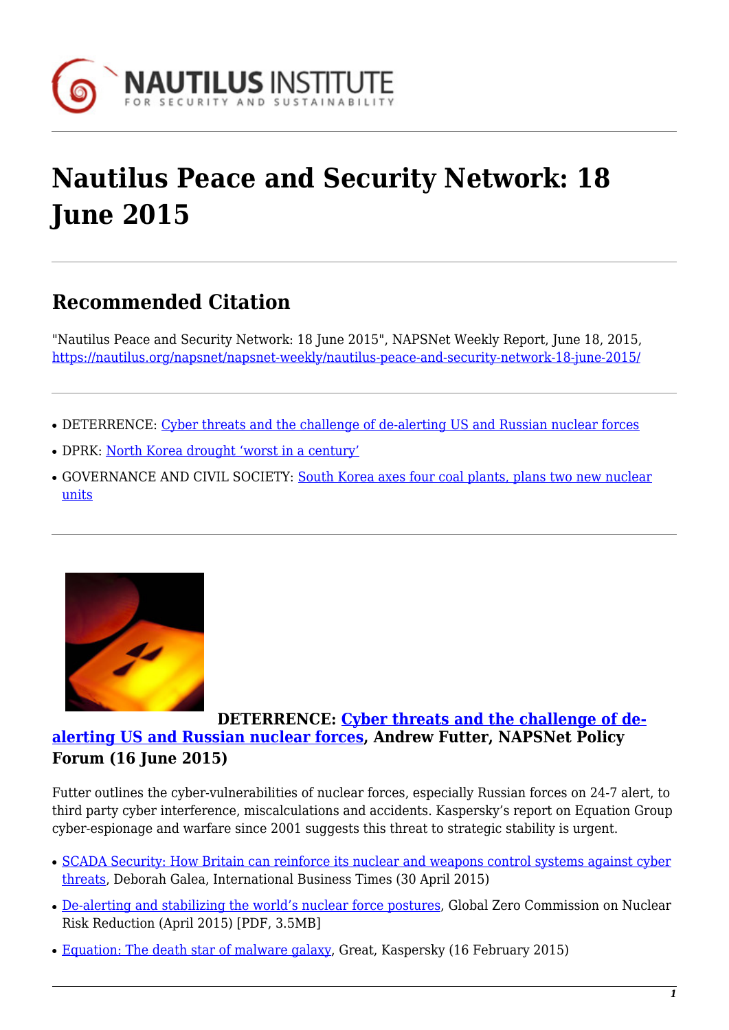# Nautilus Peace and Security Network: 18 June 2015

## Recommended Citation

"Nautilus Peace and Security Network: 18 June 2015", NAPSNet Weekly Report, June 18, 2015, https://nautilus.org/napsnet/napsnet-weekly/nautilus-peace-and-security-network-18-june-2015/

- DETERRENCE: Cyber threats and the challenge of de-alerting US and Russian nuclear forces
- DPRK: North Korea drought 'worst in a century'
- GOVERNANCE AND CIVIL SOCIETY: South Korea axes four coal plants, plans two new nuclear units

**DETERRENCE: Cyber threats and the challenge of de-alerting US and Russian nuclear forces, Andrew Futter, NAPSNet Policy Forum (16 June 2015)**

Futter outlines the cyber-vulnerabilities of nuclear forces, especially Russian forces on 24-7 alert, to third party cyber interference, miscalculations and accidents. Kaspersky's report on Equation Group cyber-espionage and warfare since 2001 suggests this threat to strategic stability is urgent.

- SCADA Security: How Britain can reinforce its nuclear and weapons control systems against cyber threats, Deborah Galea, International Business Times (30 April 2015)
- De-alerting and stabilizing the world's nuclear force postures, Global Zero Commission on Nuclear Risk Reduction (April 2015) [PDF, 3.5MB]
- Equation: The death star of malware galaxy, Great, Kaspersky (16 February 2015)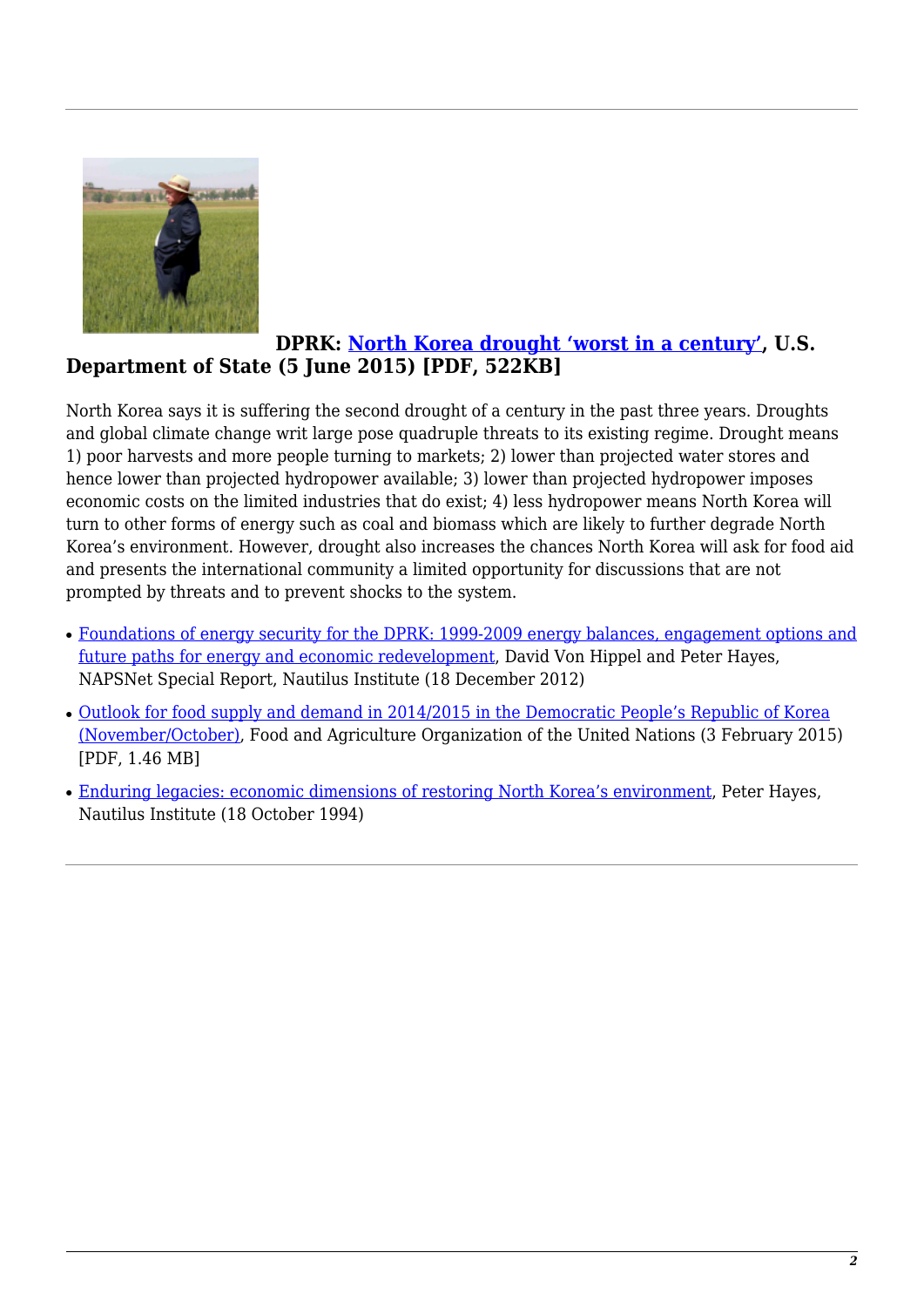**DPRK: North Korea drought 'worst in a century', U.S. Department of State (5 June 2015) [PDF, 522KB]**

North Korea says it is suffering the second drought of a century in the past three years. Droughts and global climate change writ large pose quadruple threats to its existing regime. Drought means 1) poor harvests and more people turning to markets; 2) lower than projected water stores and hence lower than projected hydropower available; 3) lower than projected hydropower imposes economic costs on the limited industries that do exist; 4) less hydropower means North Korea will turn to other forms of energy such as coal and biomass which are likely to further degrade North Korea's environment. However, drought also increases the chances North Korea will ask for food aid and presents the international community a limited opportunity for discussions that are not prompted by threats and to prevent shocks to the system.

- Foundations of energy security for the DPRK: 1999-2009 energy balances, engagement options and future paths for energy and economic redevelopment, David Von Hippel and Peter Hayes, NAPSNet Special Report, Nautilus Institute (18 December 2012)
- Outlook for food supply and demand in 2014/2015 in the Democratic People's Republic of Korea (November/October), Food and Agriculture Organization of the United Nations (3 February 2015) [PDF, 1.46 MB]
- Enduring legacies: economic dimensions of restoring North Korea's environment, Peter Hayes, Nautilus Institute (18 October 1994)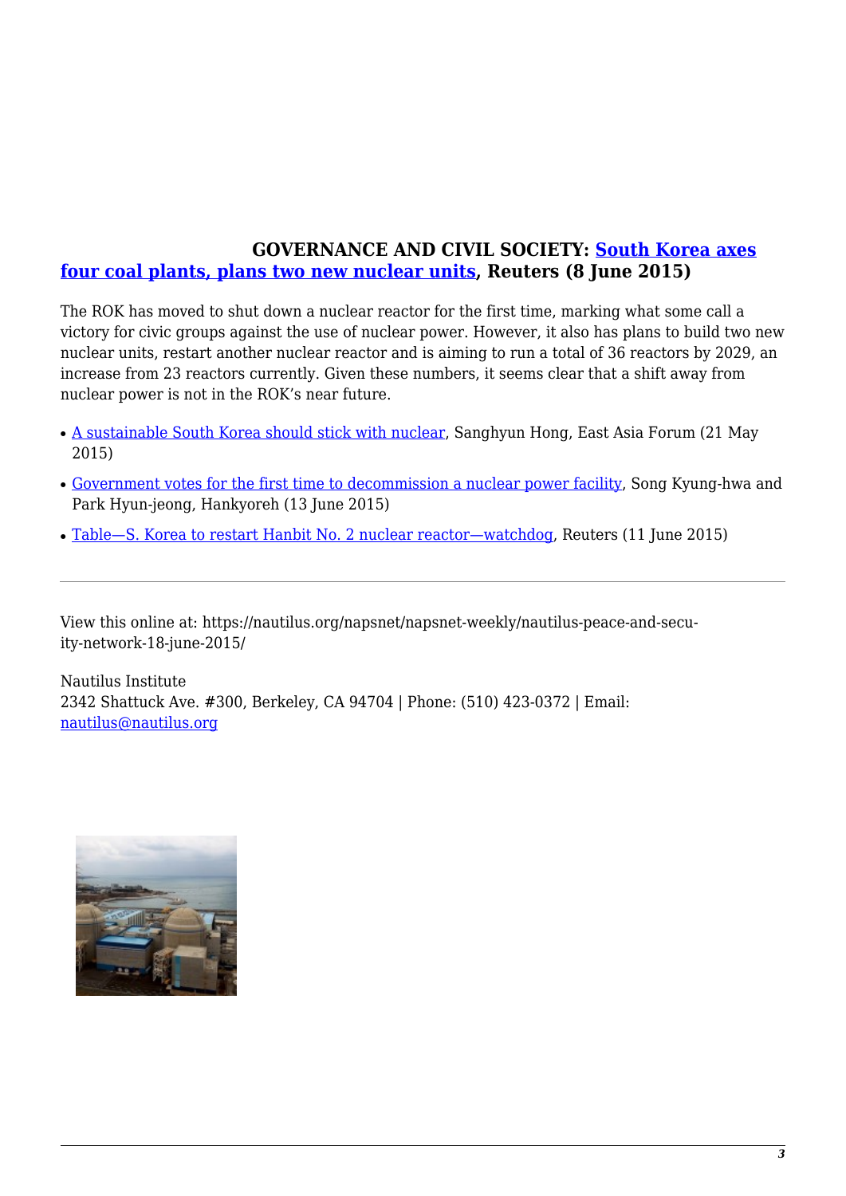**GOVERNANCE AND CIVIL SOCIETY: South Korea axes four coal plants, plans two new nuclear units, Reuters (8 June 2015)**

The ROK has moved to shut down a nuclear reactor for the first time, marking what some call a victory for civic groups against the use of nuclear power. However, it also has plans to build two new nuclear units, restart another nuclear reactor and is aiming to run a total of 36 reactors by 2029, an increase from 23 reactors currently. Given these numbers, it seems clear that a shift away from nuclear power is not in the ROK's near future.

- A sustainable South Korea should stick with nuclear, Sanghyun Hong, East Asia Forum (21 May 2015)
- Government votes for the first time to decommission a nuclear power facility, Song Kyung-hwa and Park Hyun-jeong, Hankyoreh (13 June 2015)
- Table—S. Korea to restart Hanbit No. 2 nuclear reactor—watchdog, Reuters (11 June 2015)

---

View this online at: https://nautilus.org/napsnet/napsnet-weekly/nautilus-peace-and-security-network-18-june-2015/

Nautilus Institute
2342 Shattuck Ave. #300, Berkeley, CA 94704 | Phone: (510) 423-0372 | Email: nautilus@nautilus.org